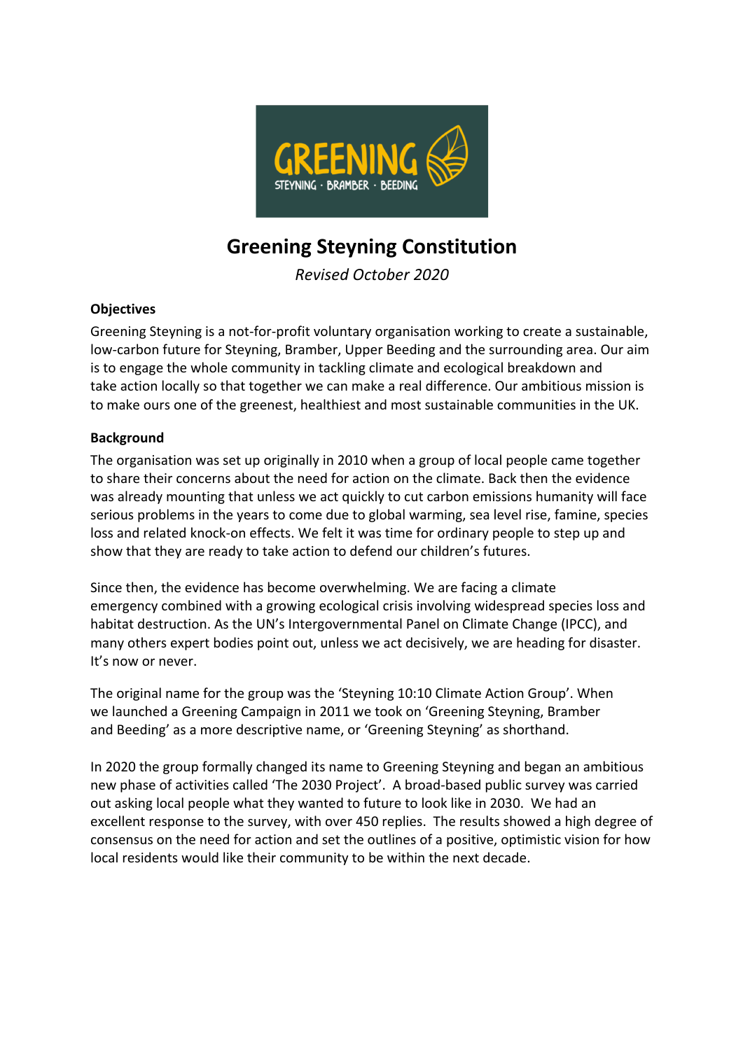# Greening Steyning Constitution

*Revised October 2020*

**Objectives**

Greening Steyning is a not-for-profit voluntary organisation working to create a sustainable, low-carbon future for Steyning, Bramber, Upper Beeding and the surrounding area. Our aim is to engage the whole community in tackling climate and ecological breakdown and take action locally so that together we can make a real difference. Our ambitious mission is to make ours one of the greenest, healthiest and most sustainable communities in the UK.

**Background**

The organisation was set up originally in 2010 when a group of local people came together to share their concerns about the need for action on the climate. Back then the evidence was already mounting that unless we act quickly to cut carbon emissions humanity will face serious problems in the years to come due to global warming, sea level rise, famine, species loss and related knock-on effects. We felt it was time for ordinary people to step up and show that they are ready to take action to defend our children's futures.

Since then, the evidence has become overwhelming. We are facing a climate emergency combined with a growing ecological crisis involving widespread species loss and habitat destruction. As the UN's Intergovernmental Panel on Climate Change (IPCC), and many others expert bodies point out, unless we act decisively, we are heading for disaster. It's now or never.

The original name for the group was the 'Steyning 10:10 Climate Action Group'. When we launched a Greening Campaign in 2011 we took on 'Greening Steyning, Bramber and Beeding' as a more descriptive name, or 'Greening Steyning' as shorthand.

In 2020 the group formally changed its name to Greening Steyning and began an ambitious new phase of activities called 'The 2030 Project'. A broad-based public survey was carried out asking local people what they wanted to future to look like in 2030. We had an excellent response to the survey, with over 450 replies. The results showed a high degree of consensus on the need for action and set the outlines of a positive, optimistic vision for how local residents would like their community to be within the next decade.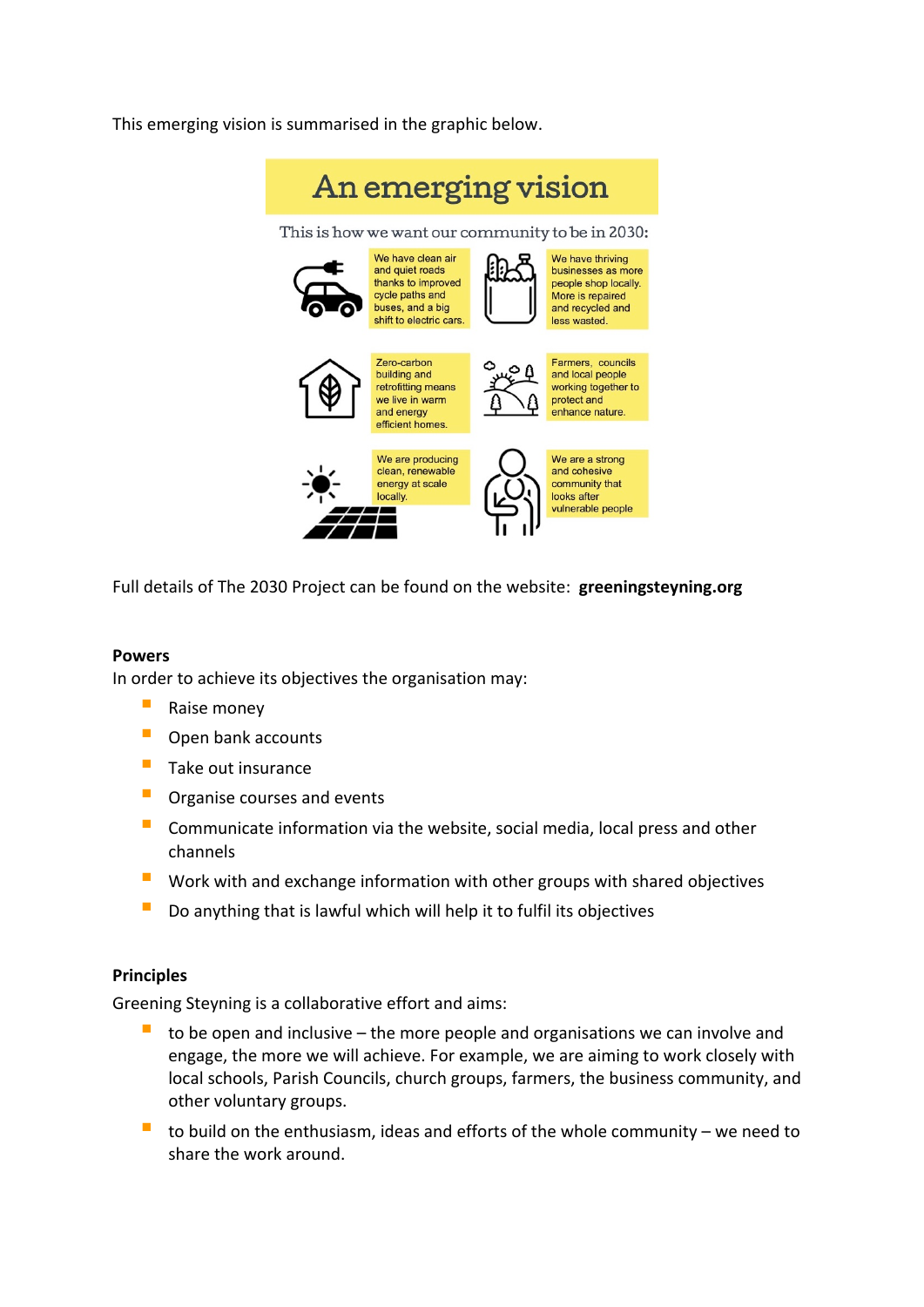This emerging vision is summarised in the graphic below.

# An emerging vision

This is how we want our community to be in 2030:

- We have clean air and quiet roads thanks to improved cycle paths and buses, and a big shift to electric cars.
- We have thriving businesses as more people shop locally. More is repaired and recycled and less wasted.
- Zero-carbon building and retrofitting means we live in warm and energy efficient homes.
- Farmers, councils and local people working together to protect and enhance nature.
- We are producing clean, renewable energy at scale locally.
- We are a strong and cohesive community that looks after vulnerable people

Full details of The 2030 Project can be found on the website: **greeningsteyning.org**

**Powers**

In order to achieve its objectives the organisation may:

- Raise money
- Open bank accounts
- Take out insurance
- Organise courses and events
- Communicate information via the website, social media, local press and other channels
- Work with and exchange information with other groups with shared objectives
- Do anything that is lawful which will help it to fulfil its objectives

**Principles**

Greening Steyning is a collaborative effort and aims:

- to be open and inclusive – the more people and organisations we can involve and engage, the more we will achieve. For example, we are aiming to work closely with local schools, Parish Councils, church groups, farmers, the business community, and other voluntary groups.
- to build on the enthusiasm, ideas and efforts of the whole community – we need to share the work around.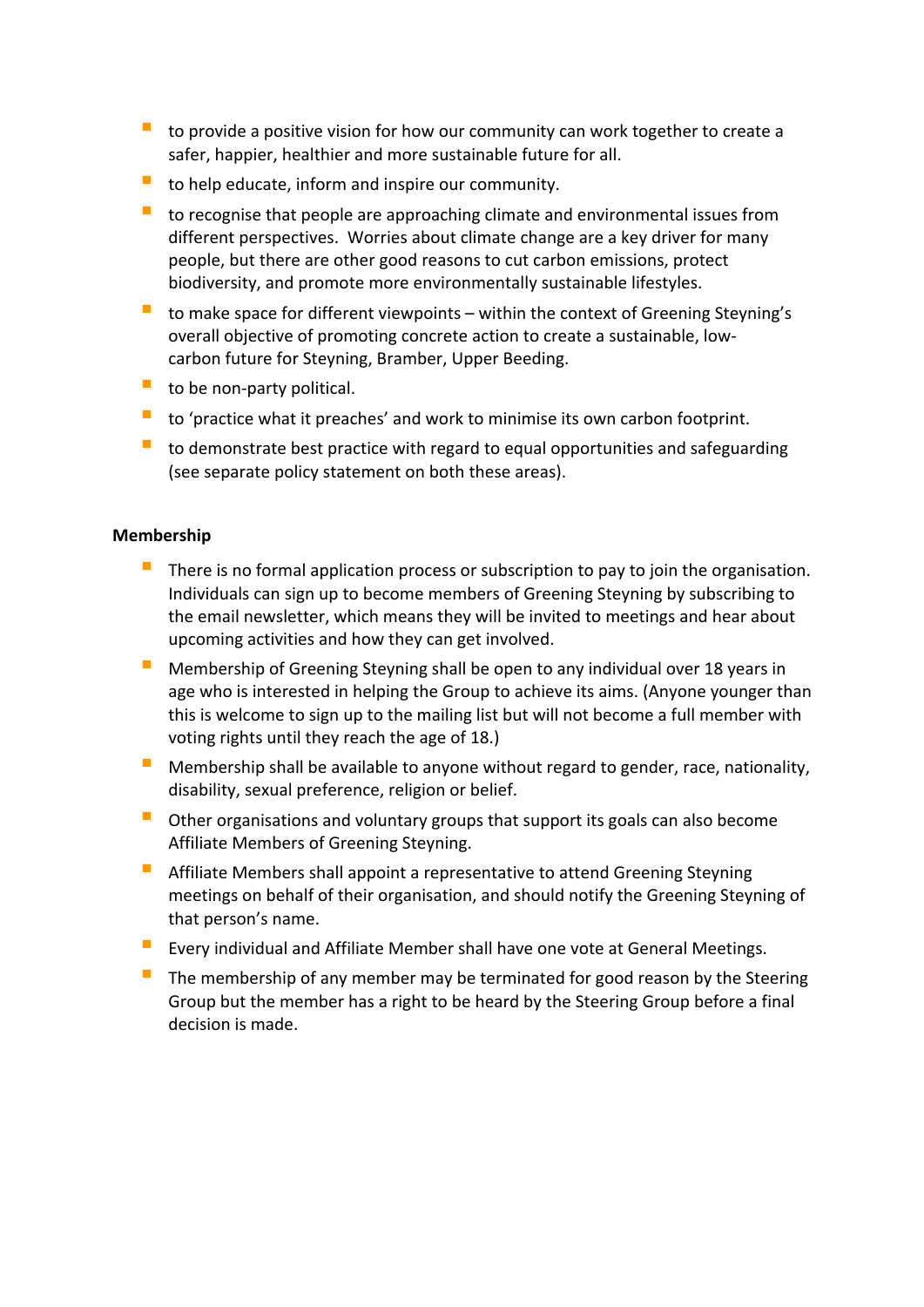- to provide a positive vision for how our community can work together to create a safer, happier, healthier and more sustainable future for all.
- to help educate, inform and inspire our community.
- to recognise that people are approaching climate and environmental issues from different perspectives. Worries about climate change are a key driver for many people, but there are other good reasons to cut carbon emissions, protect biodiversity, and promote more environmentally sustainable lifestyles.
- to make space for different viewpoints – within the context of Greening Steyning's overall objective of promoting concrete action to create a sustainable, low-carbon future for Steyning, Bramber, Upper Beeding.
- to be non-party political.
- to 'practice what it preaches' and work to minimise its own carbon footprint.
- to demonstrate best practice with regard to equal opportunities and safeguarding (see separate policy statement on both these areas).

**Membership**

- There is no formal application process or subscription to pay to join the organisation. Individuals can sign up to become members of Greening Steyning by subscribing to the email newsletter, which means they will be invited to meetings and hear about upcoming activities and how they can get involved.
- Membership of Greening Steyning shall be open to any individual over 18 years in age who is interested in helping the Group to achieve its aims. (Anyone younger than this is welcome to sign up to the mailing list but will not become a full member with voting rights until they reach the age of 18.)
- Membership shall be available to anyone without regard to gender, race, nationality, disability, sexual preference, religion or belief.
- Other organisations and voluntary groups that support its goals can also become Affiliate Members of Greening Steyning.
- Affiliate Members shall appoint a representative to attend Greening Steyning meetings on behalf of their organisation, and should notify the Greening Steyning of that person's name.
- Every individual and Affiliate Member shall have one vote at General Meetings.
- The membership of any member may be terminated for good reason by the Steering Group but the member has a right to be heard by the Steering Group before a final decision is made.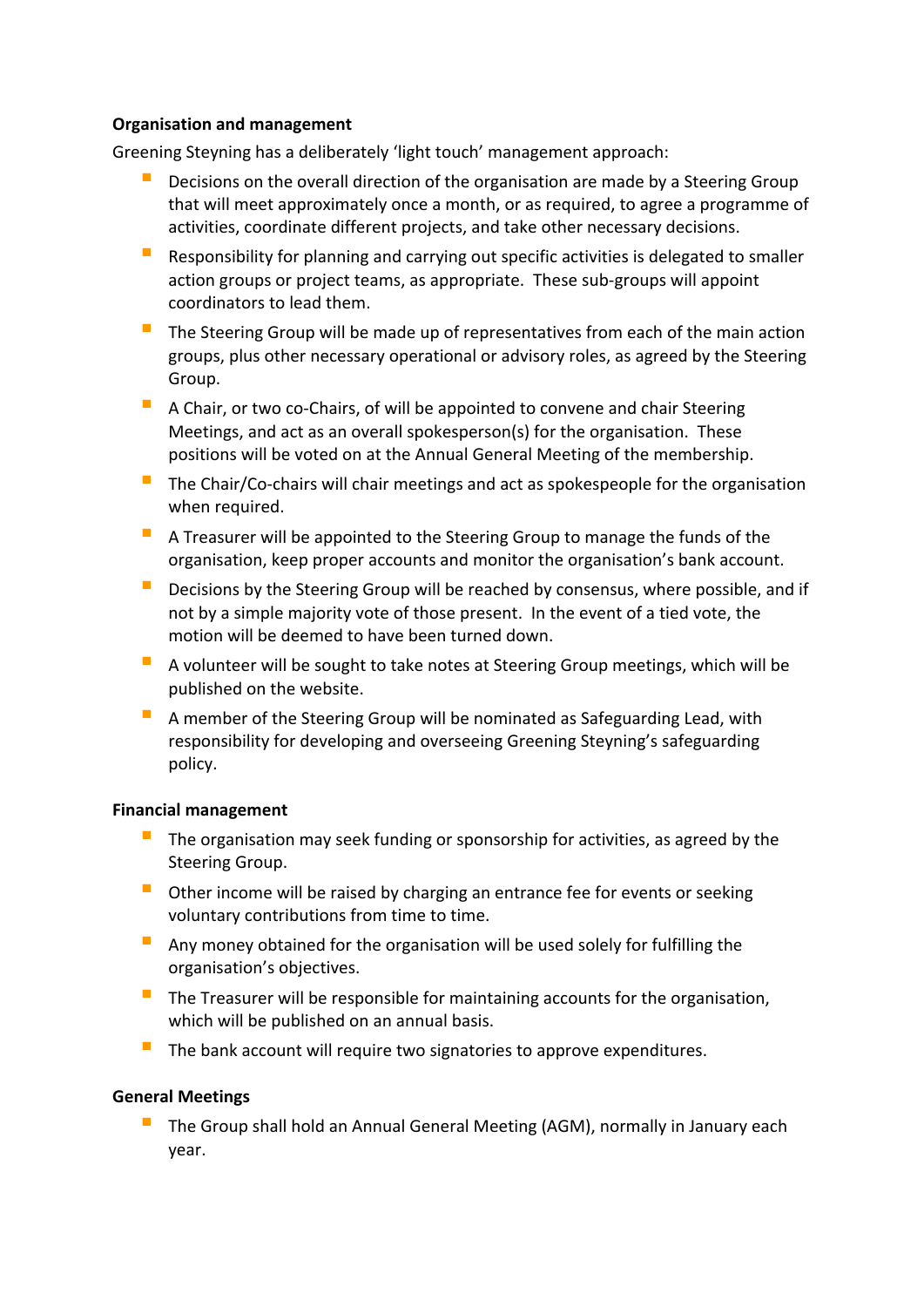**Organisation and management**

Greening Steyning has a deliberately 'light touch' management approach:

- Decisions on the overall direction of the organisation are made by a Steering Group that will meet approximately once a month, or as required, to agree a programme of activities, coordinate different projects, and take other necessary decisions.
- Responsibility for planning and carrying out specific activities is delegated to smaller action groups or project teams, as appropriate. These sub-groups will appoint coordinators to lead them.
- The Steering Group will be made up of representatives from each of the main action groups, plus other necessary operational or advisory roles, as agreed by the Steering Group.
- A Chair, or two co-Chairs, of will be appointed to convene and chair Steering Meetings, and act as an overall spokesperson(s) for the organisation. These positions will be voted on at the Annual General Meeting of the membership.
- The Chair/Co-chairs will chair meetings and act as spokespeople for the organisation when required.
- A Treasurer will be appointed to the Steering Group to manage the funds of the organisation, keep proper accounts and monitor the organisation's bank account.
- Decisions by the Steering Group will be reached by consensus, where possible, and if not by a simple majority vote of those present. In the event of a tied vote, the motion will be deemed to have been turned down.
- A volunteer will be sought to take notes at Steering Group meetings, which will be published on the website.
- A member of the Steering Group will be nominated as Safeguarding Lead, with responsibility for developing and overseeing Greening Steyning's safeguarding policy.

**Financial management**

- The organisation may seek funding or sponsorship for activities, as agreed by the Steering Group.
- Other income will be raised by charging an entrance fee for events or seeking voluntary contributions from time to time.
- Any money obtained for the organisation will be used solely for fulfilling the organisation's objectives.
- The Treasurer will be responsible for maintaining accounts for the organisation, which will be published on an annual basis.
- The bank account will require two signatories to approve expenditures.

**General Meetings**

- The Group shall hold an Annual General Meeting (AGM), normally in January each year.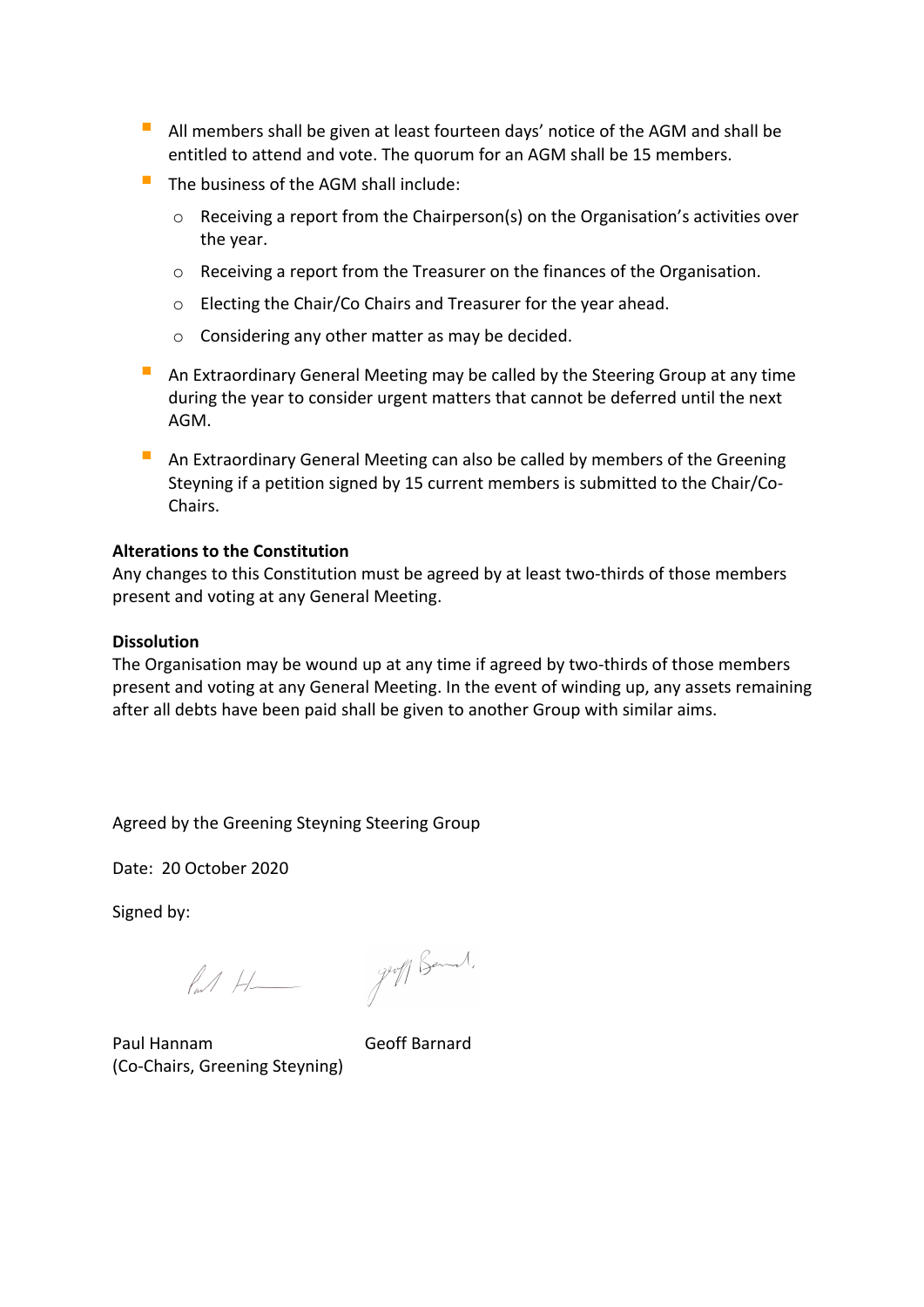- All members shall be given at least fourteen days' notice of the AGM and shall be entitled to attend and vote. The quorum for an AGM shall be 15 members.
- The business of the AGM shall include:
    - Receiving a report from the Chairperson(s) on the Organisation's activities over the year.
    - Receiving a report from the Treasurer on the finances of the Organisation.
    - Electing the Chair/Co Chairs and Treasurer for the year ahead.
    - Considering any other matter as may be decided.
- An Extraordinary General Meeting may be called by the Steering Group at any time during the year to consider urgent matters that cannot be deferred until the next AGM.
- An Extraordinary General Meeting can also be called by members of the Greening Steyning if a petition signed by 15 current members is submitted to the Chair/Co-Chairs.

**Alterations to the Constitution**

Any changes to this Constitution must be agreed by at least two-thirds of those members present and voting at any General Meeting.

**Dissolution**

The Organisation may be wound up at any time if agreed by two-thirds of those members present and voting at any General Meeting. In the event of winding up, any assets remaining after all debts have been paid shall be given to another Group with similar aims.

Agreed by the Greening Steyning Steering Group

Date: 20 October 2020

Signed by:

Paul Hannam Geoff Barnard
(Co-Chairs, Greening Steyning)